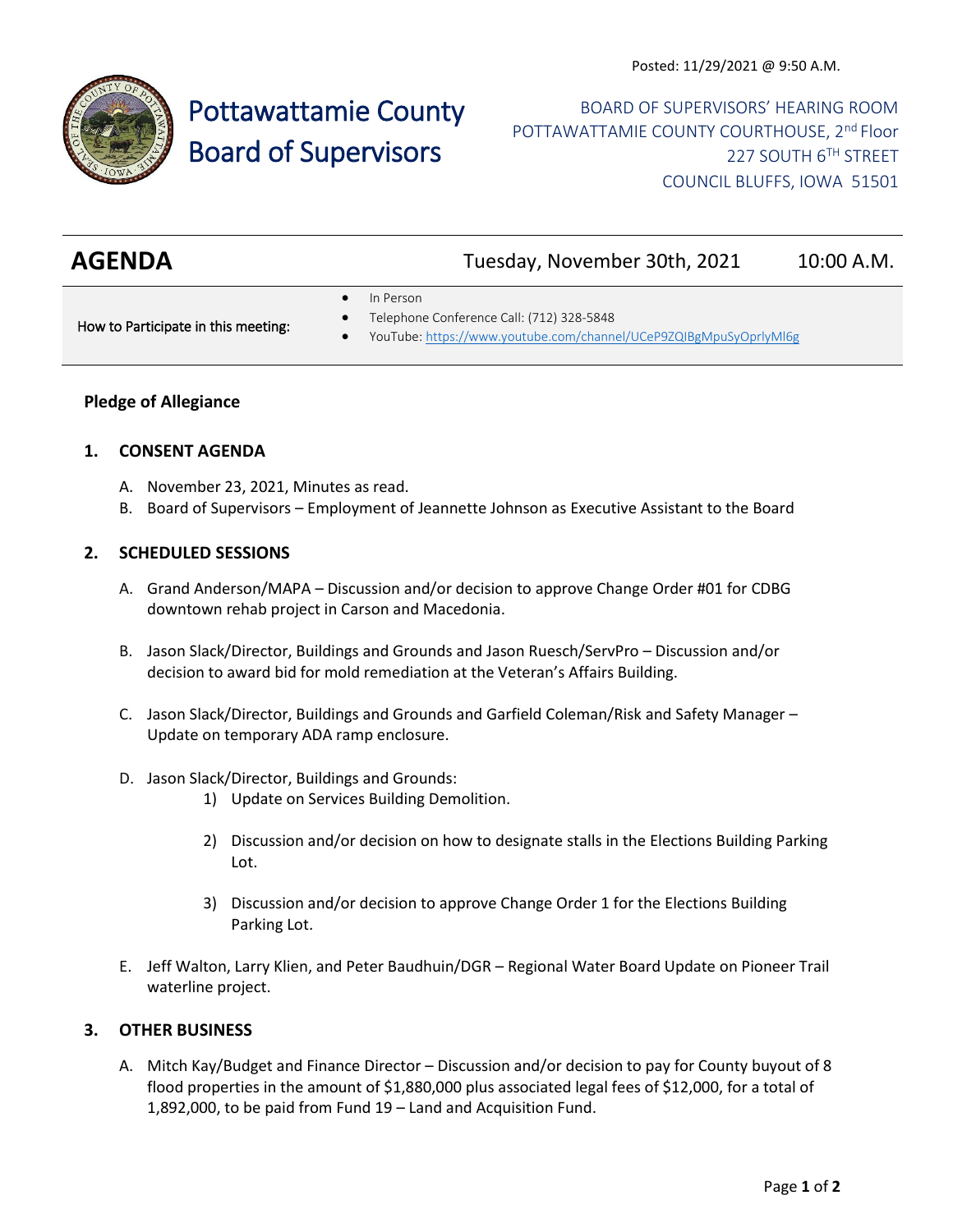Posted: 11/29/2021 @ 9:50 A.M.

# Pottawattamie County Board of Supervisors

BOARD OF SUPERVISORS' HEARING ROOM
POTTAWATTAMIE COUNTY COURTHOUSE, 2nd Floor
227 SOUTH 6TH STREET
COUNCIL BLUFFS, IOWA 51501

## AGENDA

Tuesday, November 30th, 2021 — 10:00 A.M.

How to Participate in this meeting:

- In Person
- Telephone Conference Call: (712) 328-5848
- YouTube: https://www.youtube.com/channel/UCeP9ZQIBgMpuSyOprlyMl6g

**Pledge of Allegiance**

### 1. CONSENT AGENDA

A. November 23, 2021, Minutes as read.

B. Board of Supervisors – Employment of Jeannette Johnson as Executive Assistant to the Board

### 2. SCHEDULED SESSIONS

A. Grand Anderson/MAPA – Discussion and/or decision to approve Change Order #01 for CDBG downtown rehab project in Carson and Macedonia.

B. Jason Slack/Director, Buildings and Grounds and Jason Ruesch/ServPro – Discussion and/or decision to award bid for mold remediation at the Veteran's Affairs Building.

C. Jason Slack/Director, Buildings and Grounds and Garfield Coleman/Risk and Safety Manager – Update on temporary ADA ramp enclosure.

D. Jason Slack/Director, Buildings and Grounds:

1) Update on Services Building Demolition.

2) Discussion and/or decision on how to designate stalls in the Elections Building Parking Lot.

3) Discussion and/or decision to approve Change Order 1 for the Elections Building Parking Lot.

E. Jeff Walton, Larry Klien, and Peter Baudhuin/DGR – Regional Water Board Update on Pioneer Trail waterline project.

### 3. OTHER BUSINESS

A. Mitch Kay/Budget and Finance Director – Discussion and/or decision to pay for County buyout of 8 flood properties in the amount of $1,880,000 plus associated legal fees of $12,000, for a total of 1,892,000, to be paid from Fund 19 – Land and Acquisition Fund.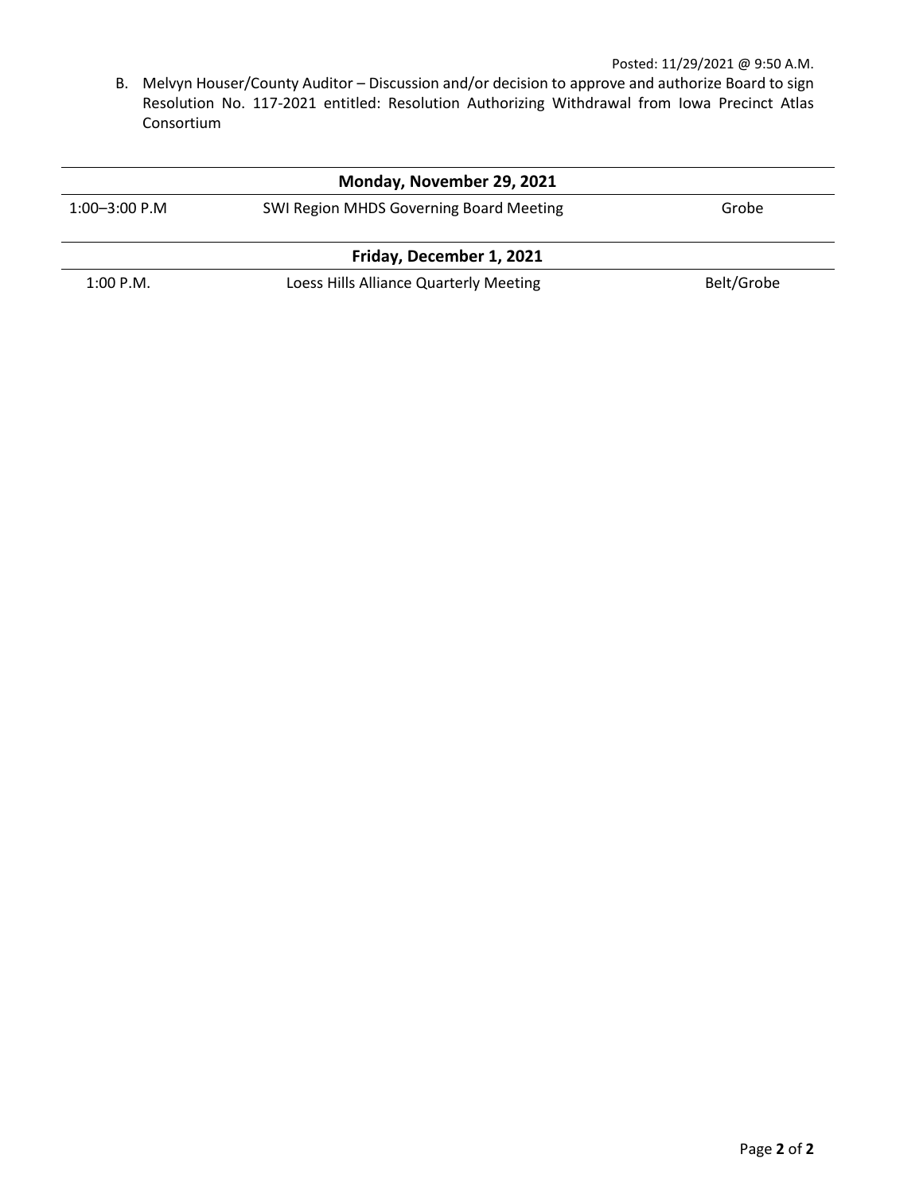Posted: 11/29/2021 @ 9:50 A.M.

B. Melvyn Houser/County Auditor – Discussion and/or decision to approve and authorize Board to sign Resolution No. 117-2021 entitled: Resolution Authorizing Withdrawal from Iowa Precinct Atlas Consortium

| | | |
|---|---|---|
| **Monday, November 29, 2021** | | |
| 1:00–3:00 P.M | SWI Region MHDS Governing Board Meeting | Grobe |
| **Friday, December 1, 2021** | | |
| 1:00 P.M. | Loess Hills Alliance Quarterly Meeting | Belt/Grobe |